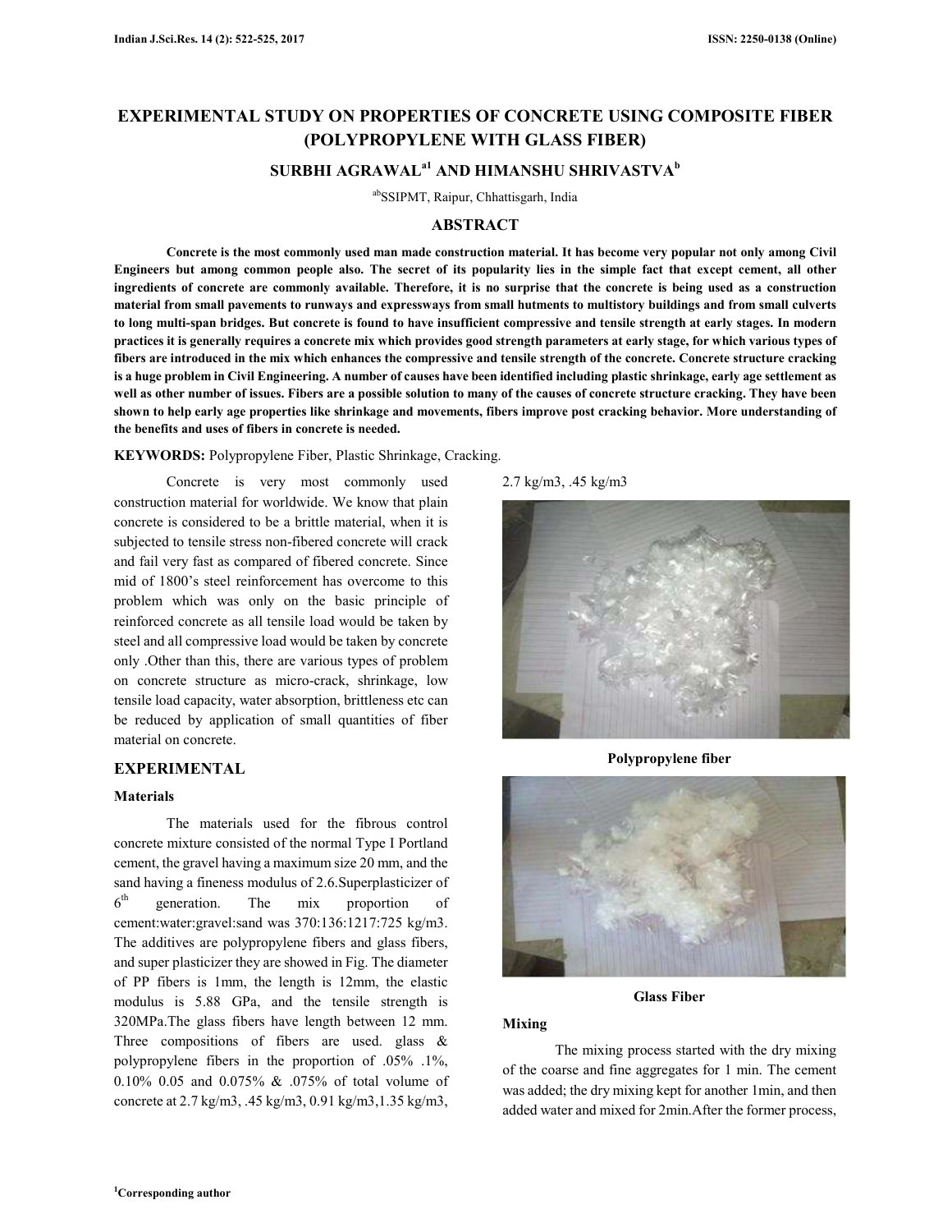# EXPERIMENTAL STUDY ON PROPERTIES OF CONCRETE USING COMPOSITE FIBER (POLYPROPYLENE WITH GLASS FIBER)

**SURBHI AGRAWAL[a1] AND HIMANSHU SHRIVASTVA[b]**

[ab]SSIPMT, Raipur, Chhattisgarh, India

## ABSTRACT

**Concrete is the most commonly used man made construction material. It has become very popular not only among Civil Engineers but among common people also. The secret of its popularity lies in the simple fact that except cement, all other ingredients of concrete are commonly available. Therefore, it is no surprise that the concrete is being used as a construction material from small pavements to runways and expressways from small hutments to multistory buildings and from small culverts to long multi-span bridges. But concrete is found to have insufficient compressive and tensile strength at early stages. In modern practices it is generally requires a concrete mix which provides good strength parameters at early stage, for which various types of fibers are introduced in the mix which enhances the compressive and tensile strength of the concrete. Concrete structure cracking is a huge problem in Civil Engineering. A number of causes have been identified including plastic shrinkage, early age settlement as well as other number of issues. Fibers are a possible solution to many of the causes of concrete structure cracking. They have been shown to help early age properties like shrinkage and movements, fibers improve post cracking behavior. More understanding of the benefits and uses of fibers in concrete is needed.**

**KEYWORDS:** Polypropylene Fiber, Plastic Shrinkage, Cracking.

Concrete is very most commonly used construction material for worldwide. We know that plain concrete is considered to be a brittle material, when it is subjected to tensile stress non-fibered concrete will crack and fail very fast as compared of fibered concrete. Since mid of 1800's steel reinforcement has overcome to this problem which was only on the basic principle of reinforced concrete as all tensile load would be taken by steel and all compressive load would be taken by concrete only .Other than this, there are various types of problem on concrete structure as micro-crack, shrinkage, low tensile load capacity, water absorption, brittleness etc can be reduced by application of small quantities of fiber material on concrete.

## EXPERIMENTAL

### Materials

The materials used for the fibrous control concrete mixture consisted of the normal Type I Portland cement, the gravel having a maximum size 20 mm, and the sand having a fineness modulus of 2.6.Superplasticizer of 6th generation. The mix proportion of cement:water:gravel:sand was 370:136:1217:725 kg/m3. The additives are polypropylene fibers and glass fibers, and super plasticizer they are showed in Fig. The diameter of PP fibers is 1mm, the length is 12mm, the elastic modulus is 5.88 GPa, and the tensile strength is 320MPa.The glass fibers have length between 12 mm. Three compositions of fibers are used. glass & polypropylene fibers in the proportion of .05% .1%, 0.10% 0.05 and 0.075% & .075% of total volume of concrete at 2.7 kg/m3, .45 kg/m3, 0.91 kg/m3,1.35 kg/m3, 2.7 kg/m3, .45 kg/m3

**Polypropylene fiber**

**Glass Fiber**

### Mixing

The mixing process started with the dry mixing of the coarse and fine aggregates for 1 min. The cement was added; the dry mixing kept for another 1min, and then added water and mixed for 2min.After the former process,

[1]Corresponding author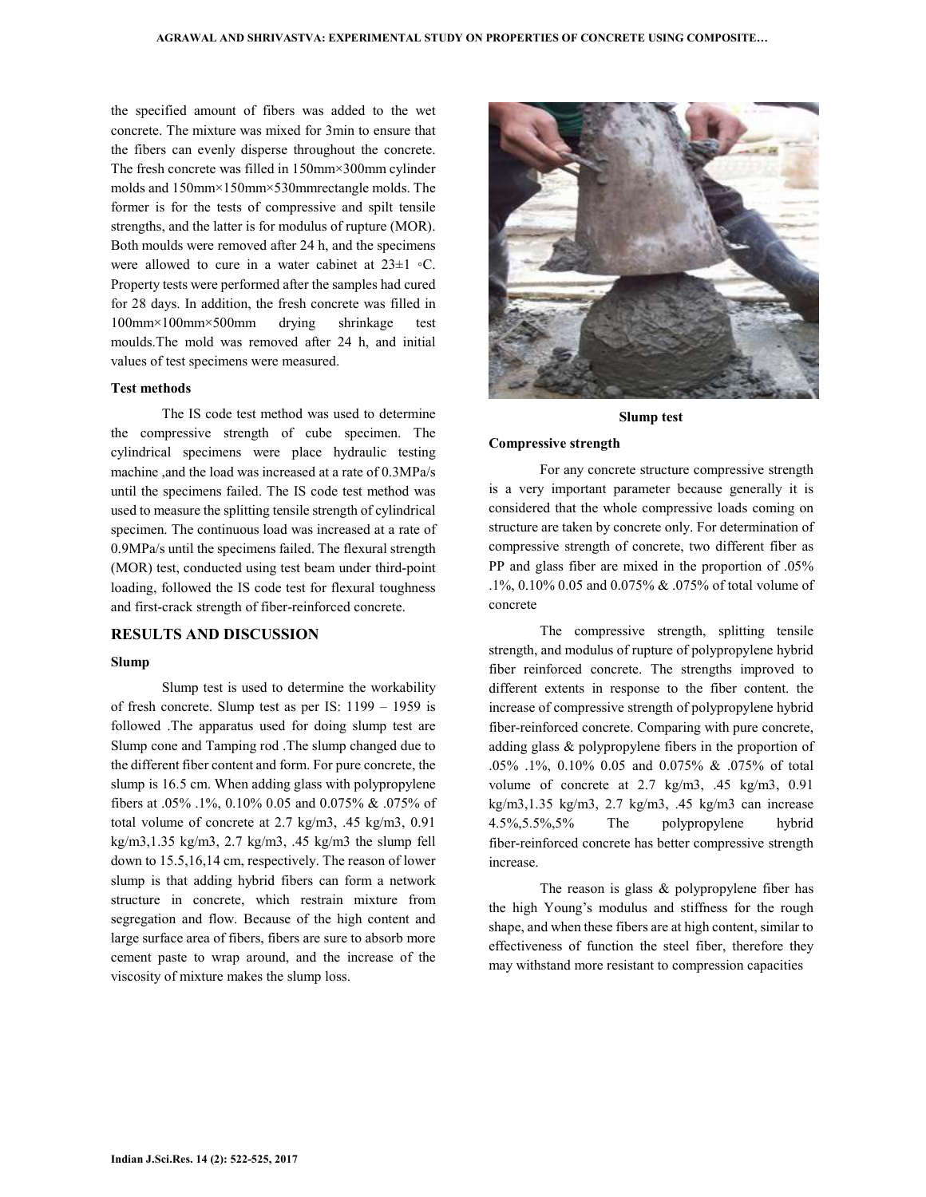the specified amount of fibers was added to the wet concrete. The mixture was mixed for 3min to ensure that the fibers can evenly disperse throughout the concrete. The fresh concrete was filled in 150mm×300mm cylinder molds and 150mm×150mm×530mmrectangle molds. The former is for the tests of compressive and spilt tensile strengths, and the latter is for modulus of rupture (MOR). Both moulds were removed after 24 h, and the specimens were allowed to cure in a water cabinet at 23±1 ◦C. Property tests were performed after the samples had cured for 28 days. In addition, the fresh concrete was filled in 100mm×100mm×500mm drying shrinkage test moulds.The mold was removed after 24 h, and initial values of test specimens were measured.

### Test methods

The IS code test method was used to determine the compressive strength of cube specimen. The cylindrical specimens were place hydraulic testing machine ,and the load was increased at a rate of 0.3MPa/s until the specimens failed. The IS code test method was used to measure the splitting tensile strength of cylindrical specimen. The continuous load was increased at a rate of 0.9MPa/s until the specimens failed. The flexural strength (MOR) test, conducted using test beam under third-point loading, followed the IS code test for flexural toughness and first-crack strength of fiber-reinforced concrete.

## RESULTS AND DISCUSSION

### Slump

Slump test is used to determine the workability of fresh concrete. Slump test as per IS: 1199 – 1959 is followed .The apparatus used for doing slump test are Slump cone and Tamping rod .The slump changed due to the different fiber content and form. For pure concrete, the slump is 16.5 cm. When adding glass with polypropylene fibers at .05% .1%, 0.10% 0.05 and 0.075% & .075% of total volume of concrete at 2.7 kg/m3, .45 kg/m3, 0.91 kg/m3,1.35 kg/m3, 2.7 kg/m3, .45 kg/m3 the slump fell down to 15.5,16,14 cm, respectively. The reason of lower slump is that adding hybrid fibers can form a network structure in concrete, which restrain mixture from segregation and flow. Because of the high content and large surface area of fibers, fibers are sure to absorb more cement paste to wrap around, and the increase of the viscosity of mixture makes the slump loss.

**Slump test**

### Compressive strength

For any concrete structure compressive strength is a very important parameter because generally it is considered that the whole compressive loads coming on structure are taken by concrete only. For determination of compressive strength of concrete, two different fiber as PP and glass fiber are mixed in the proportion of .05% .1%, 0.10% 0.05 and 0.075% & .075% of total volume of concrete

The compressive strength, splitting tensile strength, and modulus of rupture of polypropylene hybrid fiber reinforced concrete. The strengths improved to different extents in response to the fiber content. the increase of compressive strength of polypropylene hybrid fiber-reinforced concrete. Comparing with pure concrete, adding glass & polypropylene fibers in the proportion of .05% .1%, 0.10% 0.05 and 0.075% & .075% of total volume of concrete at 2.7 kg/m3, .45 kg/m3, 0.91 kg/m3,1.35 kg/m3, 2.7 kg/m3, .45 kg/m3 can increase 4.5%,5.5%,5% The polypropylene hybrid fiber-reinforced concrete has better compressive strength increase.

The reason is glass & polypropylene fiber has the high Young's modulus and stiffness for the rough shape, and when these fibers are at high content, similar to effectiveness of function the steel fiber, therefore they may withstand more resistant to compression capacities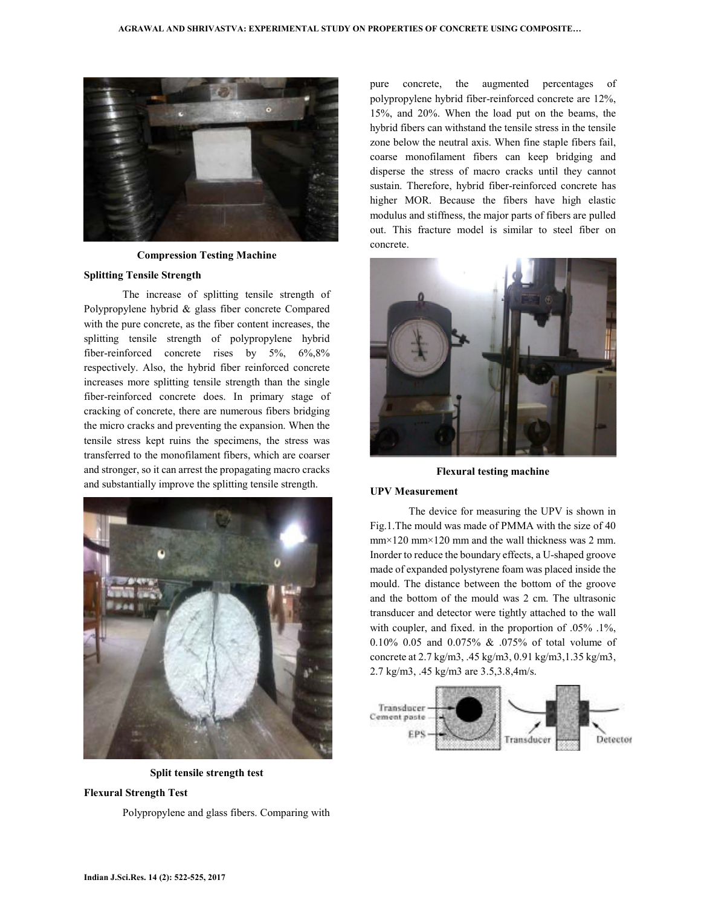**Compression Testing Machine**

**Splitting Tensile Strength**

The increase of splitting tensile strength of Polypropylene hybrid & glass fiber concrete Compared with the pure concrete, as the fiber content increases, the splitting tensile strength of polypropylene hybrid fiber-reinforced concrete rises by 5%, 6%,8% respectively. Also, the hybrid fiber reinforced concrete increases more splitting tensile strength than the single fiber-reinforced concrete does. In primary stage of cracking of concrete, there are numerous fibers bridging the micro cracks and preventing the expansion. When the tensile stress kept ruins the specimens, the stress was transferred to the monofilament fibers, which are coarser and stronger, so it can arrest the propagating macro cracks and substantially improve the splitting tensile strength.

**Split tensile strength test**

**Flexural Strength Test**

Polypropylene and glass fibers. Comparing with pure concrete, the augmented percentages of polypropylene hybrid fiber-reinforced concrete are 12%, 15%, and 20%. When the load put on the beams, the hybrid fibers can withstand the tensile stress in the tensile zone below the neutral axis. When fine staple fibers fail, coarse monofilament fibers can keep bridging and disperse the stress of macro cracks until they cannot sustain. Therefore, hybrid fiber-reinforced concrete has higher MOR. Because the fibers have high elastic modulus and stiffness, the major parts of fibers are pulled out. This fracture model is similar to steel fiber on concrete.

**Flexural testing machine**

**UPV Measurement**

The device for measuring the UPV is shown in Fig.1.The mould was made of PMMA with the size of 40 mm×120 mm×120 mm and the wall thickness was 2 mm. Inorder to reduce the boundary effects, a U-shaped groove made of expanded polystyrene foam was placed inside the mould. The distance between the bottom of the groove and the bottom of the mould was 2 cm. The ultrasonic transducer and detector were tightly attached to the wall with coupler, and fixed. in the proportion of .05% .1%, 0.10% 0.05 and 0.075% & .075% of total volume of concrete at 2.7 kg/m3, .45 kg/m3, 0.91 kg/m3,1.35 kg/m3, 2.7 kg/m3, .45 kg/m3 are 3.5,3.8,4m/s.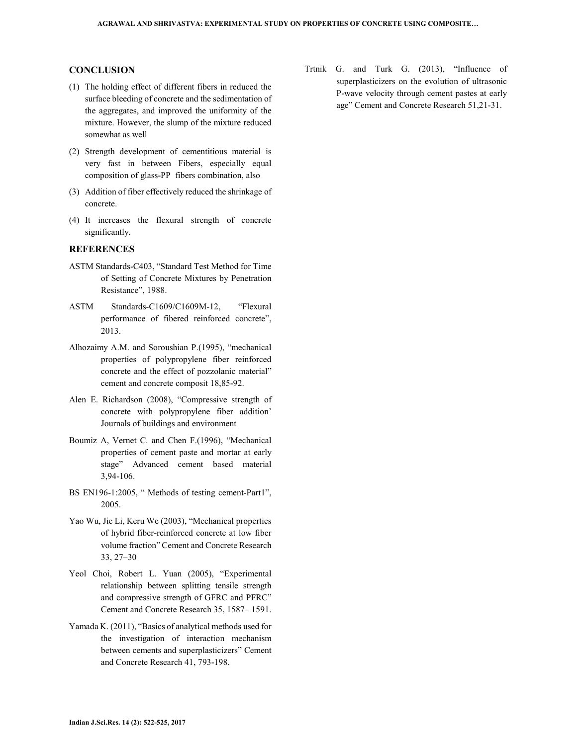## CONCLUSION

(1) The holding effect of different fibers in reduced the surface bleeding of concrete and the sedimentation of the aggregates, and improved the uniformity of the mixture. However, the slump of the mixture reduced somewhat as well

(2) Strength development of cementitious material is very fast in between Fibers, especially equal composition of glass-PP fibers combination, also

(3) Addition of fiber effectively reduced the shrinkage of concrete.

(4) It increases the flexural strength of concrete significantly.

## REFERENCES

ASTM Standards-C403, "Standard Test Method for Time of Setting of Concrete Mixtures by Penetration Resistance", 1988.

ASTM Standards-C1609/C1609M-12, "Flexural performance of fibered reinforced concrete", 2013.

Alhozaimy A.M. and Soroushian P.(1995), "mechanical properties of polypropylene fiber reinforced concrete and the effect of pozzolanic material" cement and concrete composit 18,85-92.

Alen E. Richardson (2008), "Compressive strength of concrete with polypropylene fiber addition' Journals of buildings and environment

Boumiz A, Vernet C. and Chen F.(1996), "Mechanical properties of cement paste and mortar at early stage" Advanced cement based material 3,94-106.

BS EN196-1:2005, " Methods of testing cement-Part1", 2005.

Yao Wu, Jie Li, Keru We (2003), "Mechanical properties of hybrid fiber-reinforced concrete at low fiber volume fraction" Cement and Concrete Research 33, 27–30

Yeol Choi, Robert L. Yuan (2005), "Experimental relationship between splitting tensile strength and compressive strength of GFRC and PFRC" Cement and Concrete Research 35, 1587– 1591.

Yamada K. (2011), "Basics of analytical methods used for the investigation of interaction mechanism between cements and superplasticizers" Cement and Concrete Research 41, 793-198.

Trtnik G. and Turk G. (2013), "Influence of superplasticizers on the evolution of ultrasonic P-wave velocity through cement pastes at early age" Cement and Concrete Research 51,21-31.